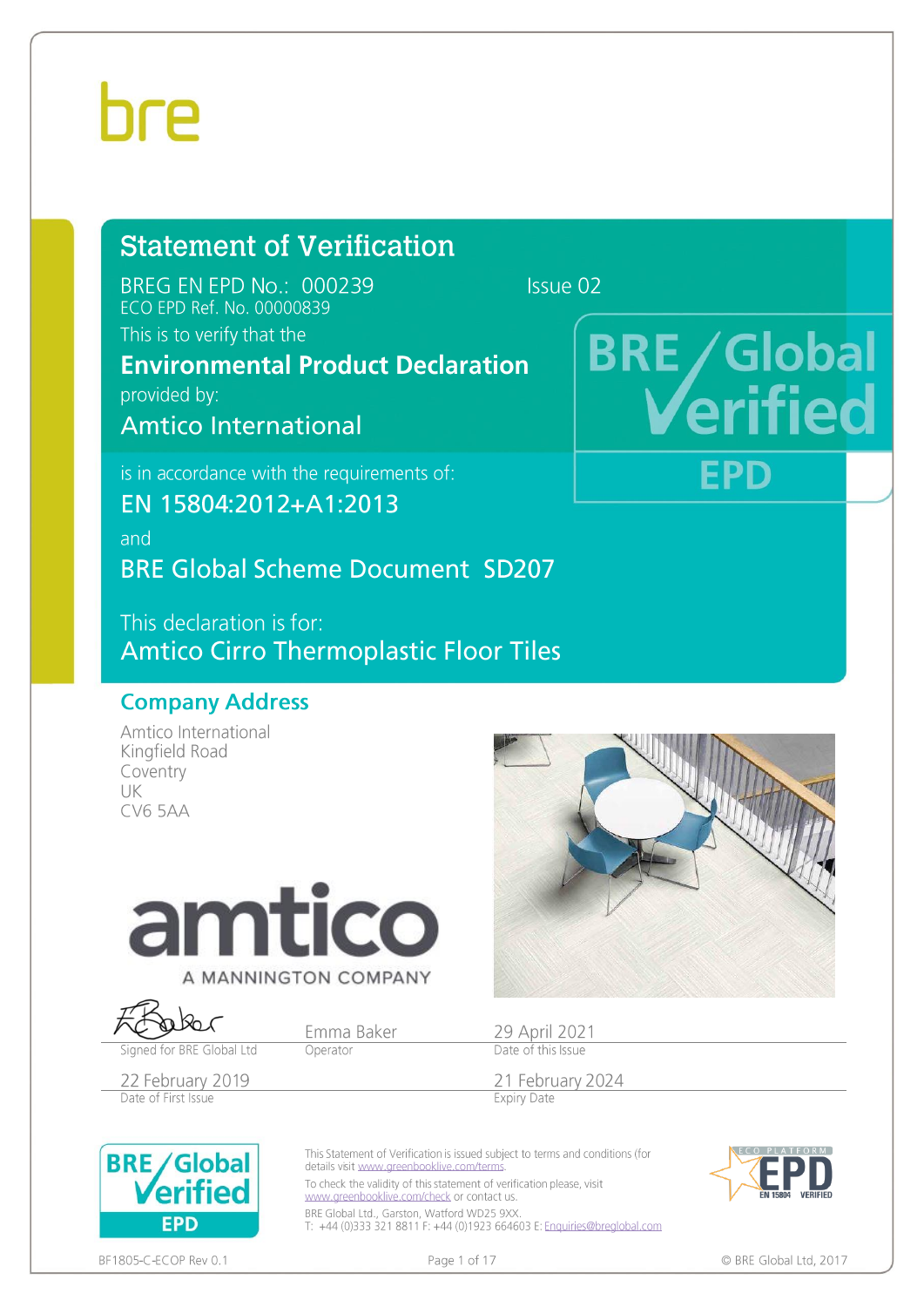# Statement of Verification

BREG EN EPD No.: 000239 Issue 02

ECO EPD Ref. No. 00000839

This is to verify that the

**Environmental Product Declaration**

provided by:

**Amtico International**

is in accordance with the requirements of:

**EN 15804:2012+A1:2013**

and

**BRE Global Scheme Document SD207**

This declaration is for:

**Amtico Cirro Thermoplastic Floor Tiles**

## Company Address

Amtico International
Kingfield Road
Coventry
UK
CV6 5AA

| | | |
|---|---|---|
| Signed for BRE Global Ltd | Emma Baker<br>Operator | 29 April 2021<br>Date of this Issue |
| 22 February 2019<br>Date of First Issue | | 21 February 2024<br>Expiry Date |

This Statement of Verification is issued subject to terms and conditions (for details visit www.greenbooklive.com/terms.

To check the validity of this statement of verification please, visit www.greenbooklive.com/check or contact us.

BRE Global Ltd., Garston, Watford WD25 9XX.
T: +44 (0)333 321 8811 F: +44 (0)1923 664603 E: Enquiries@breglobal.com

BF1805-C-ECOP Rev 0.1

© BRE Global Ltd, 2017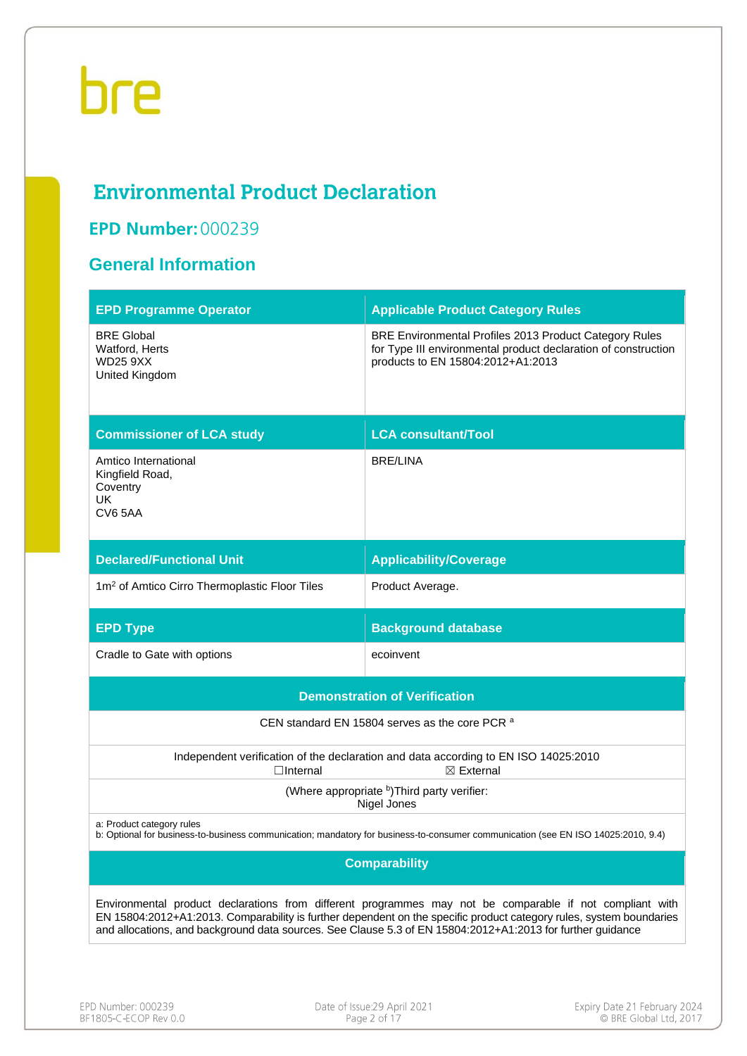# Environmental Product Declaration

## EPD Number: 000239

## General Information

| EPD Programme Operator | Applicable Product Category Rules |
|---|---|
| BRE Global<br>Watford, Herts<br>WD25 9XX<br>United Kingdom | BRE Environmental Profiles 2013 Product Category Rules for Type III environmental product declaration of construction products to EN 15804:2012+A1:2013 |
| **Commissioner of LCA study** | **LCA consultant/Tool** |
| Amtico International<br>Kingfield Road,<br>Coventry<br>UK<br>CV6 5AA | BRE/LINA |
| **Declared/Functional Unit** | **Applicability/Coverage** |
| 1m$^2$ of Amtico Cirro Thermoplastic Floor Tiles | Product Average. |
| **EPD Type** | **Background database** |
| Cradle to Gate with options | ecoinvent |

| Demonstration of Verification | |
|---|---|
| CEN standard EN 15804 serves as the core PCR [a] | |
| Independent verification of the declaration and data according to EN ISO 14025:2010<br>☐Internal ☒ External | |
| (Where appropriate [b])Third party verifier:<br>Nigel Jones | |

a: Product category rules
b: Optional for business-to-business communication; mandatory for business-to-consumer communication (see EN ISO 14025:2010, 9.4)

| Comparability |
|---|
| Environmental product declarations from different programmes may not be comparable if not compliant with EN 15804:2012+A1:2013. Comparability is further dependent on the specific product category rules, system boundaries and allocations, and background data sources. See Clause 5.3 of EN 15804:2012+A1:2013 for further guidance |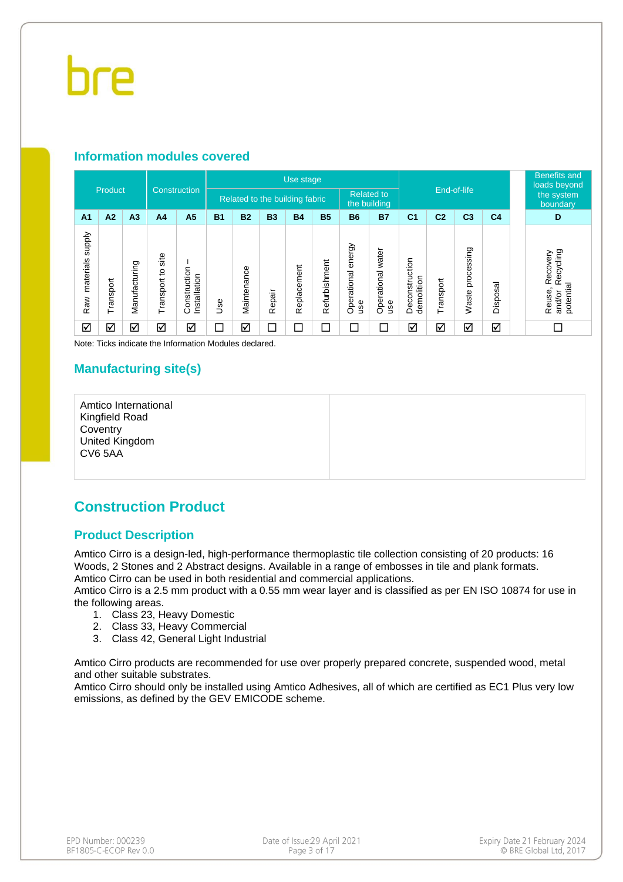## Information modules covered

| Product | | | Construction | | Use stage | | | | | | | End-of-life | | | | Benefits and loads beyond the system boundary |
|---|---|---|---|---|---|---|---|---|---|---|---|---|---|---|---|---|
| | | | | | Related to the building fabric | | | | | Related to the building | | | | | | |
| A1 | A2 | A3 | A4 | A5 | B1 | B2 | B3 | B4 | B5 | B6 | B7 | C1 | C2 | C3 | C4 | D |
| Raw materials supply | Transport | Manufacturing | Transport to site | Construction – Installation | Use | Maintenance | Repair | Replacement | Refurbishment | Operational energy use | Operational water use | Deconstruction demolition | Transport | Waste processing | Disposal | Reuse, Recovery and/or Recycling potential |
| ☑ | ☑ | ☑ | ☑ | ☑ | ☐ | ☑ | ☐ | ☐ | ☐ | ☐ | ☐ | ☑ | ☑ | ☑ | ☑ | ☐ |

Note: Ticks indicate the Information Modules declared.

## Manufacturing site(s)

Amtico International
Kingfield Road
Coventry
United Kingdom
CV6 5AA

# Construction Product

## Product Description

Amtico Cirro is a design-led, high-performance thermoplastic tile collection consisting of 20 products: 16 Woods, 2 Stones and 2 Abstract designs. Available in a range of embosses in tile and plank formats.
Amtico Cirro can be used in both residential and commercial applications.
Amtico Cirro is a 2.5 mm product with a 0.55 mm wear layer and is classified as per EN ISO 10874 for use in the following areas.

1. Class 23, Heavy Domestic
2. Class 33, Heavy Commercial
3. Class 42, General Light Industrial

Amtico Cirro products are recommended for use over properly prepared concrete, suspended wood, metal and other suitable substrates.
Amtico Cirro should only be installed using Amtico Adhesives, all of which are certified as EC1 Plus very low emissions, as defined by the GEV EMICODE scheme.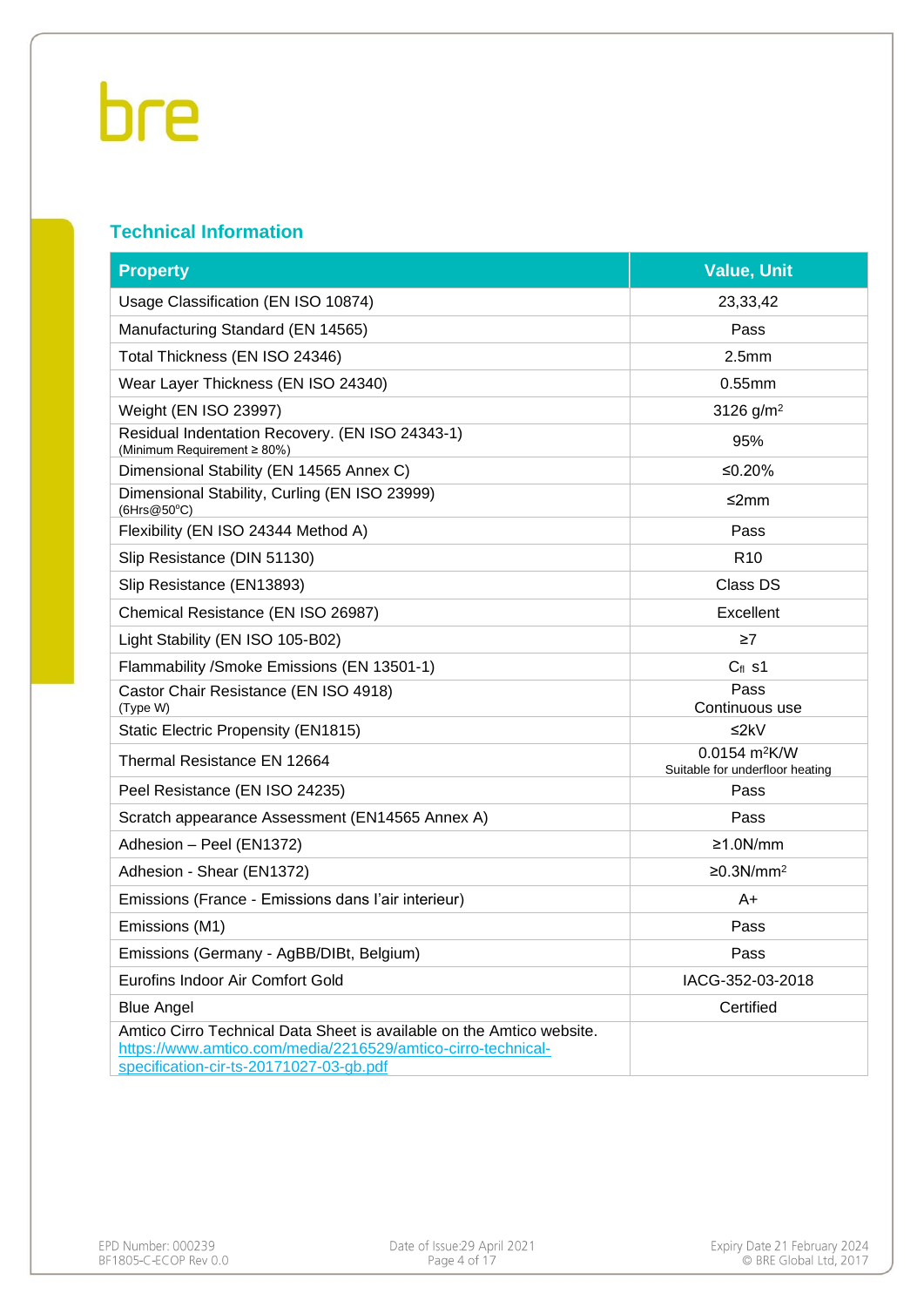## Technical Information

| Property | Value, Unit |
|---|---|
| Usage Classification (EN ISO 10874) | 23,33,42 |
| Manufacturing Standard (EN 14565) | Pass |
| Total Thickness (EN ISO 24346) | 2.5mm |
| Wear Layer Thickness (EN ISO 24340) | 0.55mm |
| Weight (EN ISO 23997) | 3126 g/m$^2$ |
| Residual Indentation Recovery. (EN ISO 24343-1) (Minimum Requirement ≥ 80%) | 95% |
| Dimensional Stability (EN 14565 Annex C) | ≤0.20% |
| Dimensional Stability, Curling (EN ISO 23999) (6Hrs@50°C) | ≤2mm |
| Flexibility (EN ISO 24344 Method A) | Pass |
| Slip Resistance (DIN 51130) | R10 |
| Slip Resistance (EN13893) | Class DS |
| Chemical Resistance (EN ISO 26987) | Excellent |
| Light Stability (EN ISO 105-B02) | ≥7 |
| Flammability /Smoke Emissions (EN 13501-1) | $C_{fl}$ s1 |
| Castor Chair Resistance (EN ISO 4918) (Type W) | Pass Continuous use |
| Static Electric Propensity (EN1815) | ≤2kV |
| Thermal Resistance EN 12664 | 0.0154 m$^2$K/W Suitable for underfloor heating |
| Peel Resistance (EN ISO 24235) | Pass |
| Scratch appearance Assessment (EN14565 Annex A) | Pass |
| Adhesion – Peel (EN1372) | ≥1.0N/mm |
| Adhesion - Shear (EN1372) | ≥0.3N/mm$^2$ |
| Emissions (France - Emissions dans l'air interieur) | A+ |
| Emissions (M1) | Pass |
| Emissions (Germany - AgBB/DIBt, Belgium) | Pass |
| Eurofins Indoor Air Comfort Gold | IACG-352-03-2018 |
| Blue Angel | Certified |
| Amtico Cirro Technical Data Sheet is available on the Amtico website. https://www.amtico.com/media/2216529/amtico-cirro-technical-specification-cir-ts-20171027-03-gb.pdf | |

EPD Number: 000239
BF1805-C-ECOP Rev 0.0

Date of Issue:29 April 2021

Expiry Date 21 February 2024
© BRE Global Ltd, 2017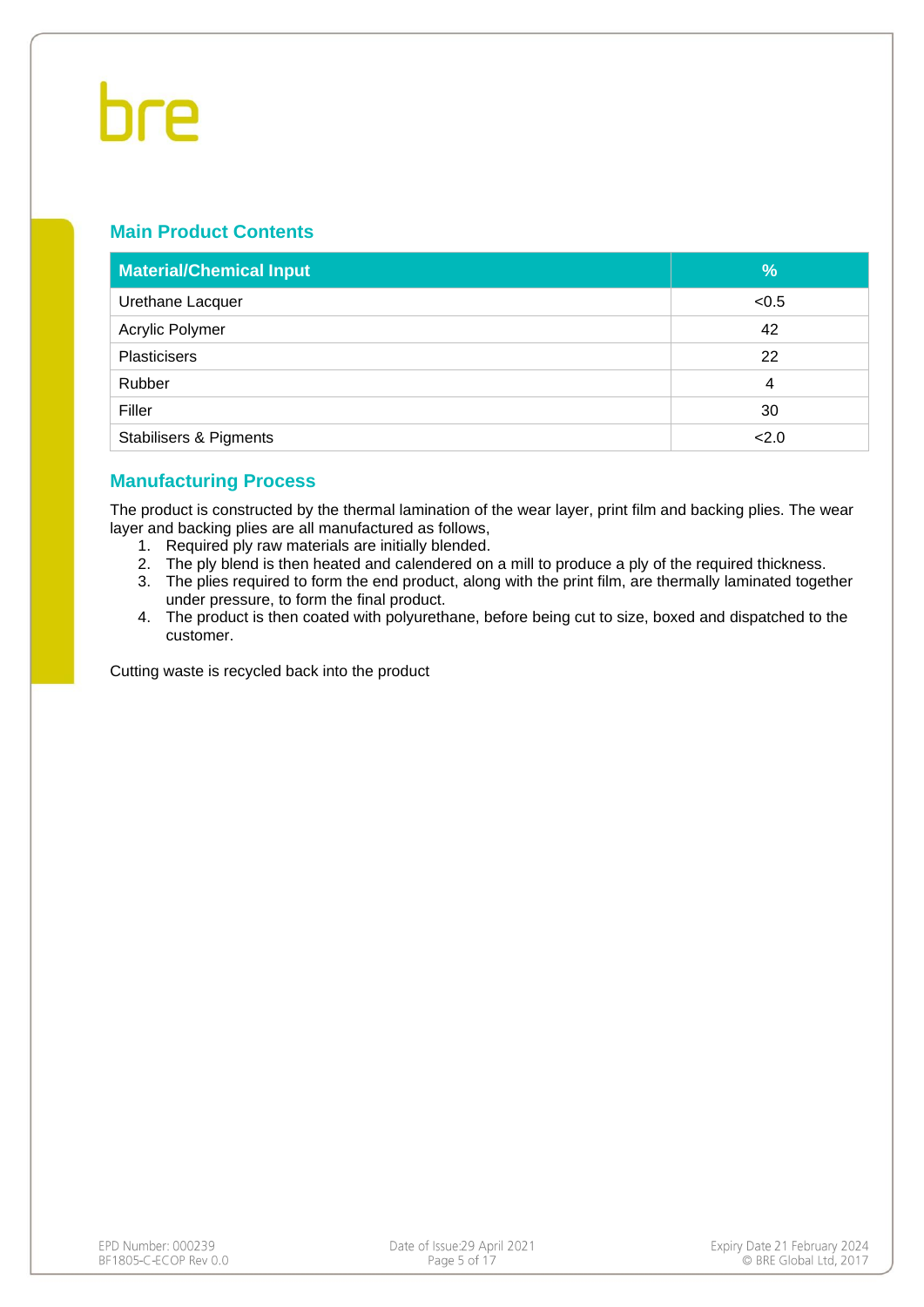## Main Product Contents

| Material/Chemical Input | % |
|---|---|
| Urethane Lacquer | <0.5 |
| Acrylic Polymer | 42 |
| Plasticisers | 22 |
| Rubber | 4 |
| Filler | 30 |
| Stabilisers & Pigments | <2.0 |

## Manufacturing Process

The product is constructed by the thermal lamination of the wear layer, print film and backing plies. The wear layer and backing plies are all manufactured as follows,

1. Required ply raw materials are initially blended.
2. The ply blend is then heated and calendered on a mill to produce a ply of the required thickness.
3. The plies required to form the end product, along with the print film, are thermally laminated together under pressure, to form the final product.
4. The product is then coated with polyurethane, before being cut to size, boxed and dispatched to the customer.

Cutting waste is recycled back into the product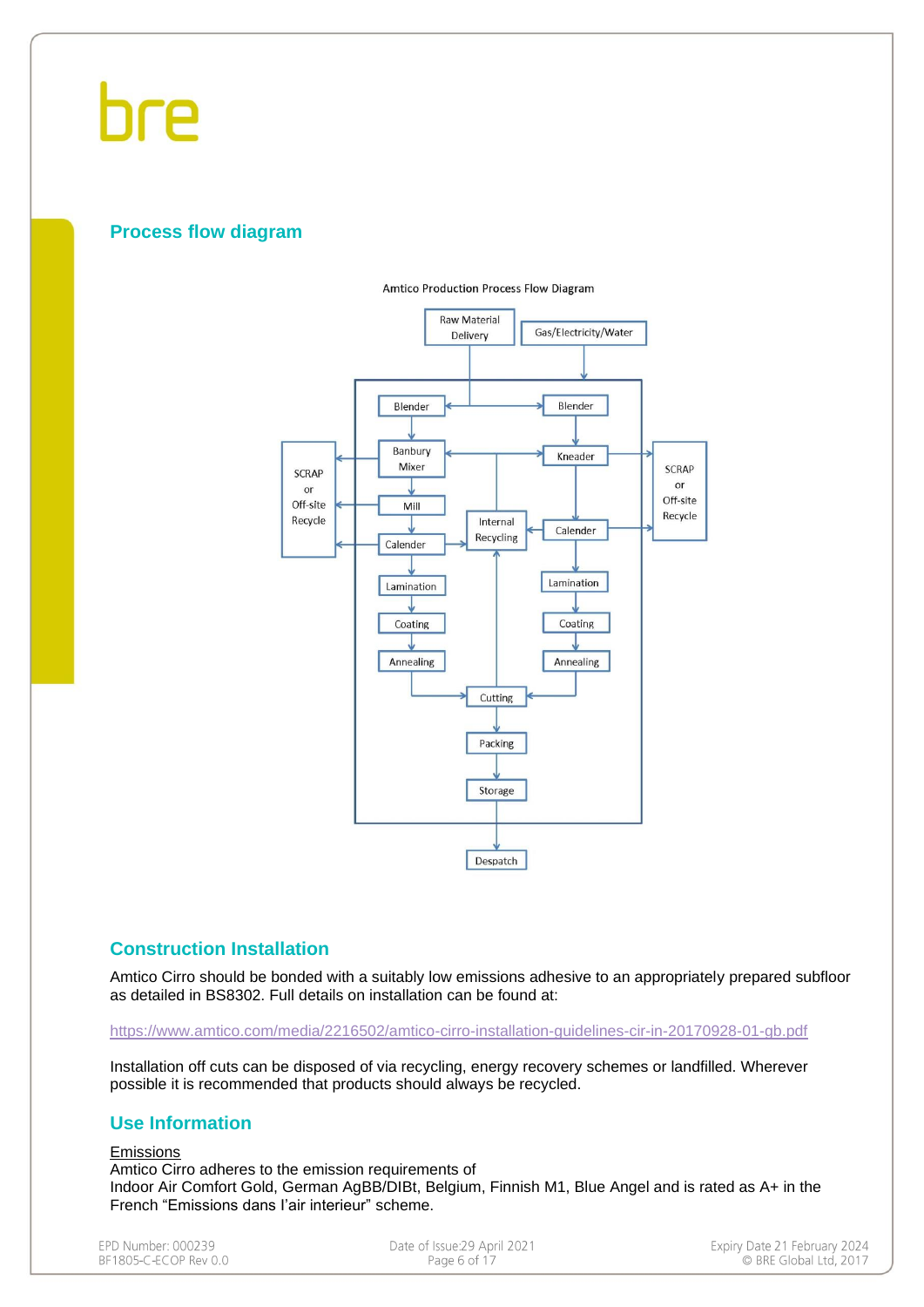## Process flow diagram

Amtico Production Process Flow Diagram

Raw Material Delivery

Gas/Electricity/Water

Blender

Blender

Banbury Mixer

Kneader

SCRAP or Off-site Recycle

SCRAP or Off-site Recycle

Mill

Internal Recycling

Calender

Calender

Lamination

Lamination

Coating

Coating

Annealing

Annealing

Cutting

Packing

Storage

Despatch

## Construction Installation

Amtico Cirro should be bonded with a suitably low emissions adhesive to an appropriately prepared subfloor as detailed in BS8302. Full details on installation can be found at:

https://www.amtico.com/media/2216502/amtico-cirro-installation-guidelines-cir-in-20170928-01-gb.pdf

Installation off cuts can be disposed of via recycling, energy recovery schemes or landfilled. Wherever possible it is recommended that products should always be recycled.

## Use Information

Emissions

Amtico Cirro adheres to the emission requirements of
Indoor Air Comfort Gold, German AgBB/DIBt, Belgium, Finnish M1, Blue Angel and is rated as A+ in the French “Emissions dans l’air interieur” scheme.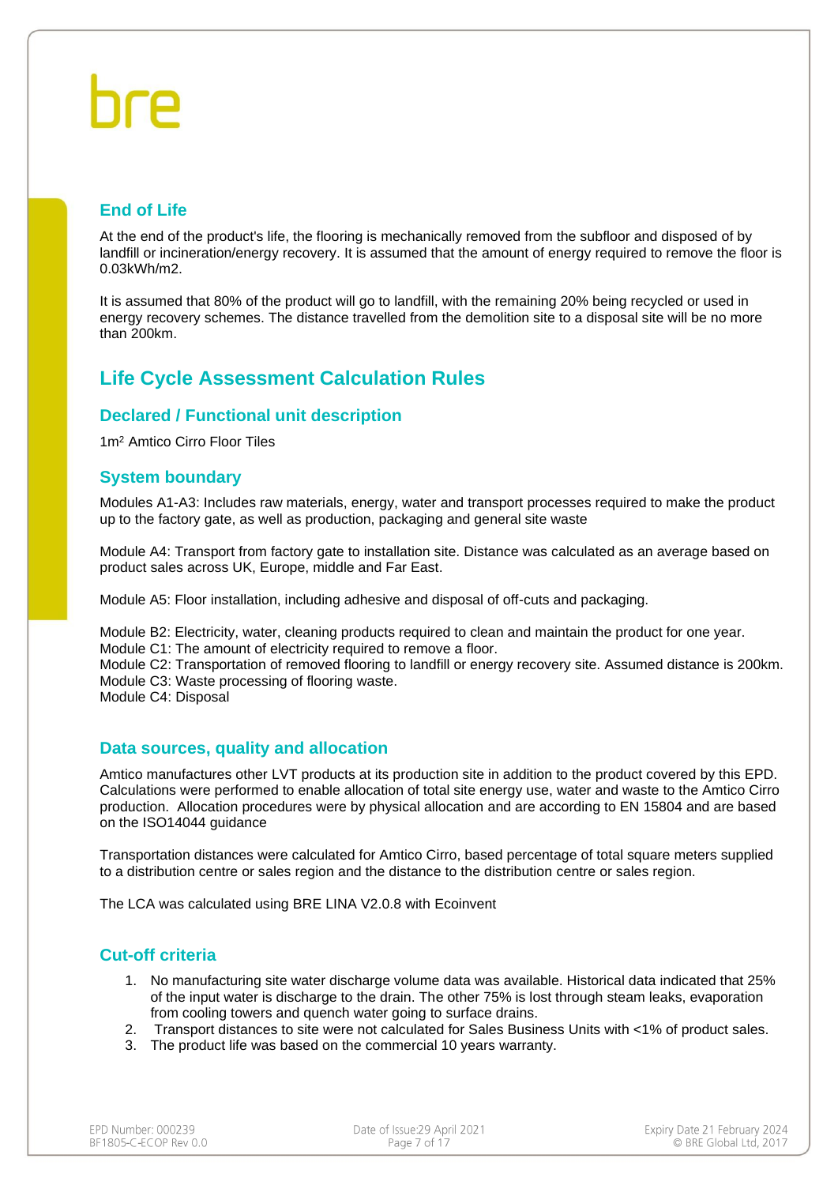## End of Life

At the end of the product's life, the flooring is mechanically removed from the subfloor and disposed of by landfill or incineration/energy recovery. It is assumed that the amount of energy required to remove the floor is 0.03kWh/m2.

It is assumed that 80% of the product will go to landfill, with the remaining 20% being recycled or used in energy recovery schemes. The distance travelled from the demolition site to a disposal site will be no more than 200km.

# Life Cycle Assessment Calculation Rules

## Declared / Functional unit description

1m$^2$ Amtico Cirro Floor Tiles

## System boundary

Modules A1-A3: Includes raw materials, energy, water and transport processes required to make the product up to the factory gate, as well as production, packaging and general site waste

Module A4: Transport from factory gate to installation site. Distance was calculated as an average based on product sales across UK, Europe, middle and Far East.

Module A5: Floor installation, including adhesive and disposal of off-cuts and packaging.

Module B2: Electricity, water, cleaning products required to clean and maintain the product for one year.
Module C1: The amount of electricity required to remove a floor.
Module C2: Transportation of removed flooring to landfill or energy recovery site. Assumed distance is 200km.
Module C3: Waste processing of flooring waste.
Module C4: Disposal

## Data sources, quality and allocation

Amtico manufactures other LVT products at its production site in addition to the product covered by this EPD. Calculations were performed to enable allocation of total site energy use, water and waste to the Amtico Cirro production. Allocation procedures were by physical allocation and are according to EN 15804 and are based on the ISO14044 guidance

Transportation distances were calculated for Amtico Cirro, based percentage of total square meters supplied to a distribution centre or sales region and the distance to the distribution centre or sales region.

The LCA was calculated using BRE LINA V2.0.8 with Ecoinvent

## Cut-off criteria

1. No manufacturing site water discharge volume data was available. Historical data indicated that 25% of the input water is discharge to the drain. The other 75% is lost through steam leaks, evaporation from cooling towers and quench water going to surface drains.
2. Transport distances to site were not calculated for Sales Business Units with <1% of product sales.
3. The product life was based on the commercial 10 years warranty.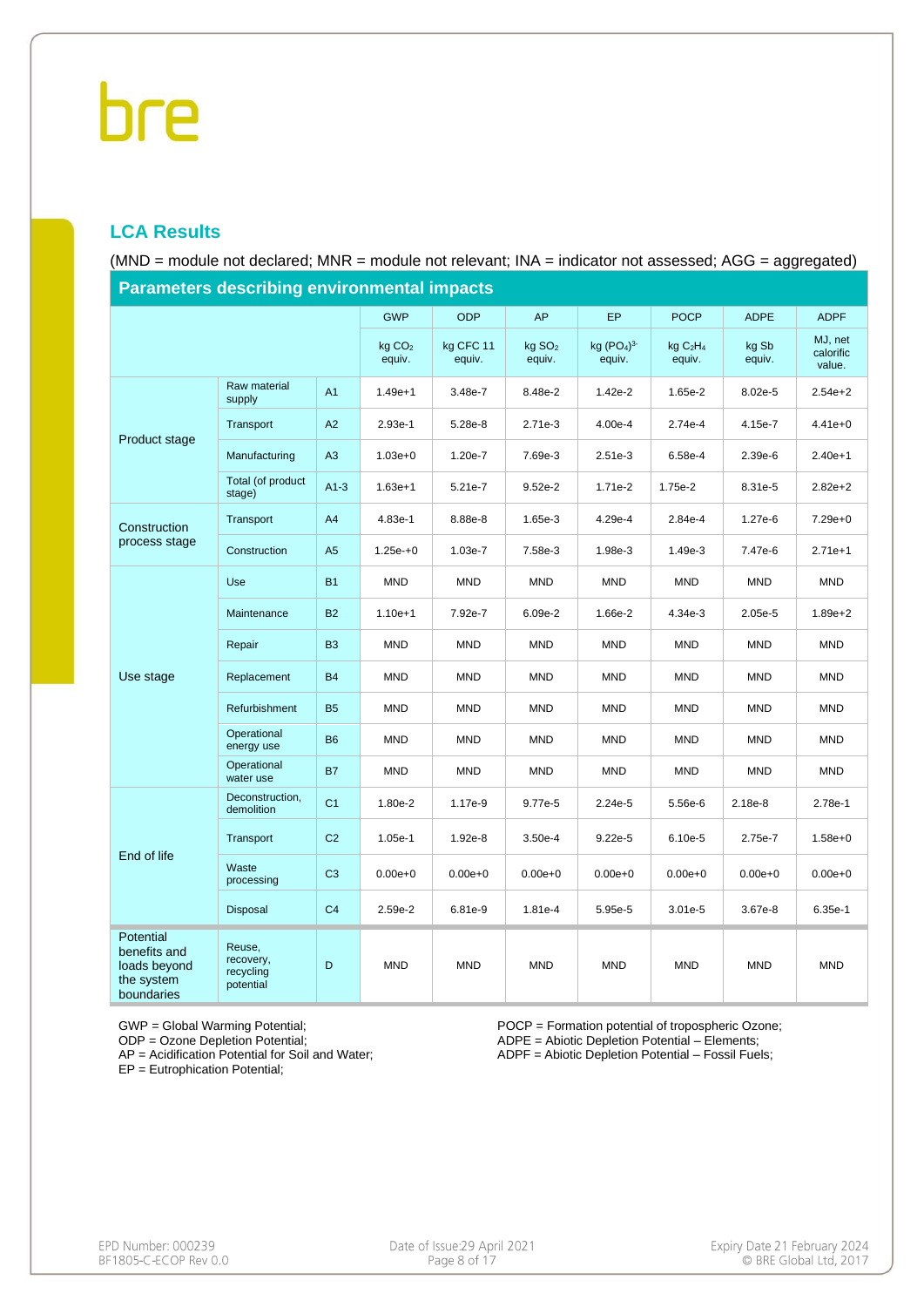## LCA Results

(MND = module not declared; MNR = module not relevant; INA = indicator not assessed; AGG = aggregated)

| Parameters describing environmental impacts | | | | | | | | | |
|---|---|---|---|---|---|---|---|---|---|
| | | | GWP | ODP | AP | EP | POCP | ADPE | ADPF |
| | | | kg $CO_2$ equiv. | kg CFC 11 equiv. | kg $SO_2$ equiv. | kg $(PO_4)^{3-}$ equiv. | kg $C_2H_4$ equiv. | kg Sb equiv. | MJ, net calorific value. |
| Product stage | Raw material supply | A1 | 1.49e+1 | 3.48e-7 | 8.48e-2 | 1.42e-2 | 1.65e-2 | 8.02e-5 | 2.54e+2 |
| | Transport | A2 | 2.93e-1 | 5.28e-8 | 2.71e-3 | 4.00e-4 | 2.74e-4 | 4.15e-7 | 4.41e+0 |
| | Manufacturing | A3 | 1.03e+0 | 1.20e-7 | 7.69e-3 | 2.51e-3 | 6.58e-4 | 2.39e-6 | 2.40e+1 |
| | Total (of product stage) | A1-3 | 1.63e+1 | 5.21e-7 | 9.52e-2 | 1.71e-2 | 1.75e-2 | 8.31e-5 | 2.82e+2 |
| Construction process stage | Transport | A4 | 4.83e-1 | 8.88e-8 | 1.65e-3 | 4.29e-4 | 2.84e-4 | 1.27e-6 | 7.29e+0 |
| | Construction | A5 | 1.25e-+0 | 1.03e-7 | 7.58e-3 | 1.98e-3 | 1.49e-3 | 7.47e-6 | 2.71e+1 |
| Use stage | Use | B1 | MND | MND | MND | MND | MND | MND | MND |
| | Maintenance | B2 | 1.10e+1 | 7.92e-7 | 6.09e-2 | 1.66e-2 | 4.34e-3 | 2.05e-5 | 1.89e+2 |
| | Repair | B3 | MND | MND | MND | MND | MND | MND | MND |
| | Replacement | B4 | MND | MND | MND | MND | MND | MND | MND |
| | Refurbishment | B5 | MND | MND | MND | MND | MND | MND | MND |
| | Operational energy use | B6 | MND | MND | MND | MND | MND | MND | MND |
| | Operational water use | B7 | MND | MND | MND | MND | MND | MND | MND |
| End of life | Deconstruction, demolition | C1 | 1.80e-2 | 1.17e-9 | 9.77e-5 | 2.24e-5 | 5.56e-6 | 2.18e-8 | 2.78e-1 |
| | Transport | C2 | 1.05e-1 | 1.92e-8 | 3.50e-4 | 9.22e-5 | 6.10e-5 | 2.75e-7 | 1.58e+0 |
| | Waste processing | C3 | 0.00e+0 | 0.00e+0 | 0.00e+0 | 0.00e+0 | 0.00e+0 | 0.00e+0 | 0.00e+0 |
| | Disposal | C4 | 2.59e-2 | 6.81e-9 | 1.81e-4 | 5.95e-5 | 3.01e-5 | 3.67e-8 | 6.35e-1 |
| Potential benefits and loads beyond the system boundaries | Reuse, recovery, recycling potential | D | MND | MND | MND | MND | MND | MND | MND |

GWP = Global Warming Potential;
ODP = Ozone Depletion Potential;
AP = Acidification Potential for Soil and Water;
EP = Eutrophication Potential;

POCP = Formation potential of tropospheric Ozone;
ADPE = Abiotic Depletion Potential – Elements;
ADPF = Abiotic Depletion Potential – Fossil Fuels;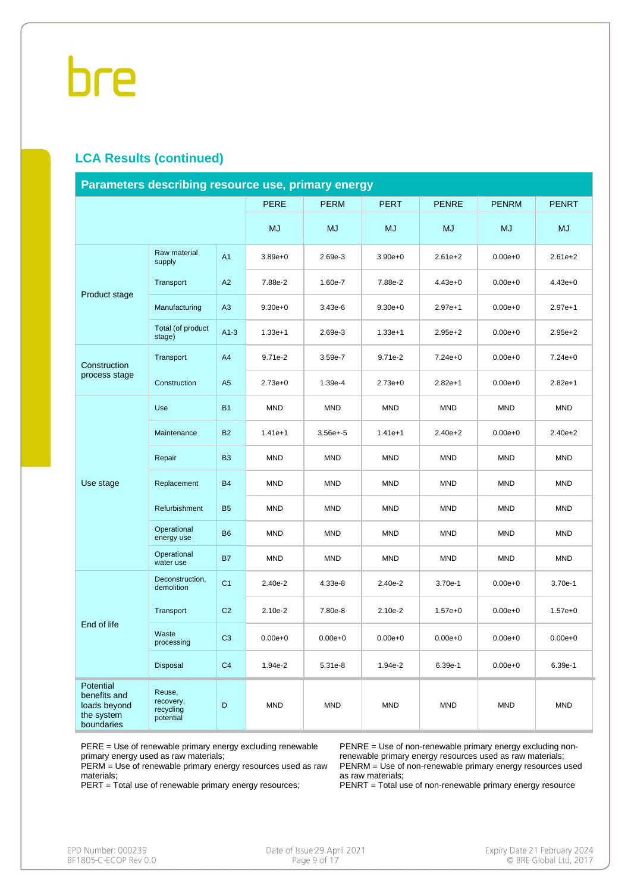## LCA Results (continued)

| Parameters describing resource use, primary energy | | | PERE | PERM | PERT | PENRE | PENRM | PENRT |
|---|---|---|---|---|---|---|---|---|
| | | | MJ | MJ | MJ | MJ | MJ | MJ |
| Product stage | Raw material supply | A1 | 3.89e+0 | 2.69e-3 | 3.90e+0 | 2.61e+2 | 0.00e+0 | 2.61e+2 |
| | Transport | A2 | 7.88e-2 | 1.60e-7 | 7.88e-2 | 4.43e+0 | 0.00e+0 | 4.43e+0 |
| | Manufacturing | A3 | 9.30e+0 | 3.43e-6 | 9.30e+0 | 2.97e+1 | 0.00e+0 | 2.97e+1 |
| | Total (of product stage) | A1-3 | 1.33e+1 | 2.69e-3 | 1.33e+1 | 2.95e+2 | 0.00e+0 | 2.95e+2 |
| Construction process stage | Transport | A4 | 9.71e-2 | 3.59e-7 | 9.71e-2 | 7.24e+0 | 0.00e+0 | 7.24e+0 |
| | Construction | A5 | 2.73e+0 | 1.39e-4 | 2.73e+0 | 2.82e+1 | 0.00e+0 | 2.82e+1 |
| Use stage | Use | B1 | MND | MND | MND | MND | MND | MND |
| | Maintenance | B2 | 1.41e+1 | 3.56e+-5 | 1.41e+1 | 2.40e+2 | 0.00e+0 | 2.40e+2 |
| | Repair | B3 | MND | MND | MND | MND | MND | MND |
| | Replacement | B4 | MND | MND | MND | MND | MND | MND |
| | Refurbishment | B5 | MND | MND | MND | MND | MND | MND |
| | Operational energy use | B6 | MND | MND | MND | MND | MND | MND |
| | Operational water use | B7 | MND | MND | MND | MND | MND | MND |
| End of life | Deconstruction, demolition | C1 | 2.40e-2 | 4.33e-8 | 2.40e-2 | 3.70e-1 | 0.00e+0 | 3.70e-1 |
| | Transport | C2 | 2.10e-2 | 7.80e-8 | 2.10e-2 | 1.57e+0 | 0.00e+0 | 1.57e+0 |
| | Waste processing | C3 | 0.00e+0 | 0.00e+0 | 0.00e+0 | 0.00e+0 | 0.00e+0 | 0.00e+0 |
| | Disposal | C4 | 1.94e-2 | 5.31e-8 | 1.94e-2 | 6.39e-1 | 0.00e+0 | 6.39e-1 |
| Potential benefits and loads beyond the system boundaries | Reuse, recovery, recycling potential | D | MND | MND | MND | MND | MND | MND |

PERE = Use of renewable primary energy excluding renewable primary energy used as raw materials;
PERM = Use of renewable primary energy resources used as raw materials;
PERT = Total use of renewable primary energy resources;

PENRE = Use of non-renewable primary energy excluding non-renewable primary energy resources used as raw materials;
PENRM = Use of non-renewable primary energy resources used as raw materials;
PENRT = Total use of non-renewable primary energy resource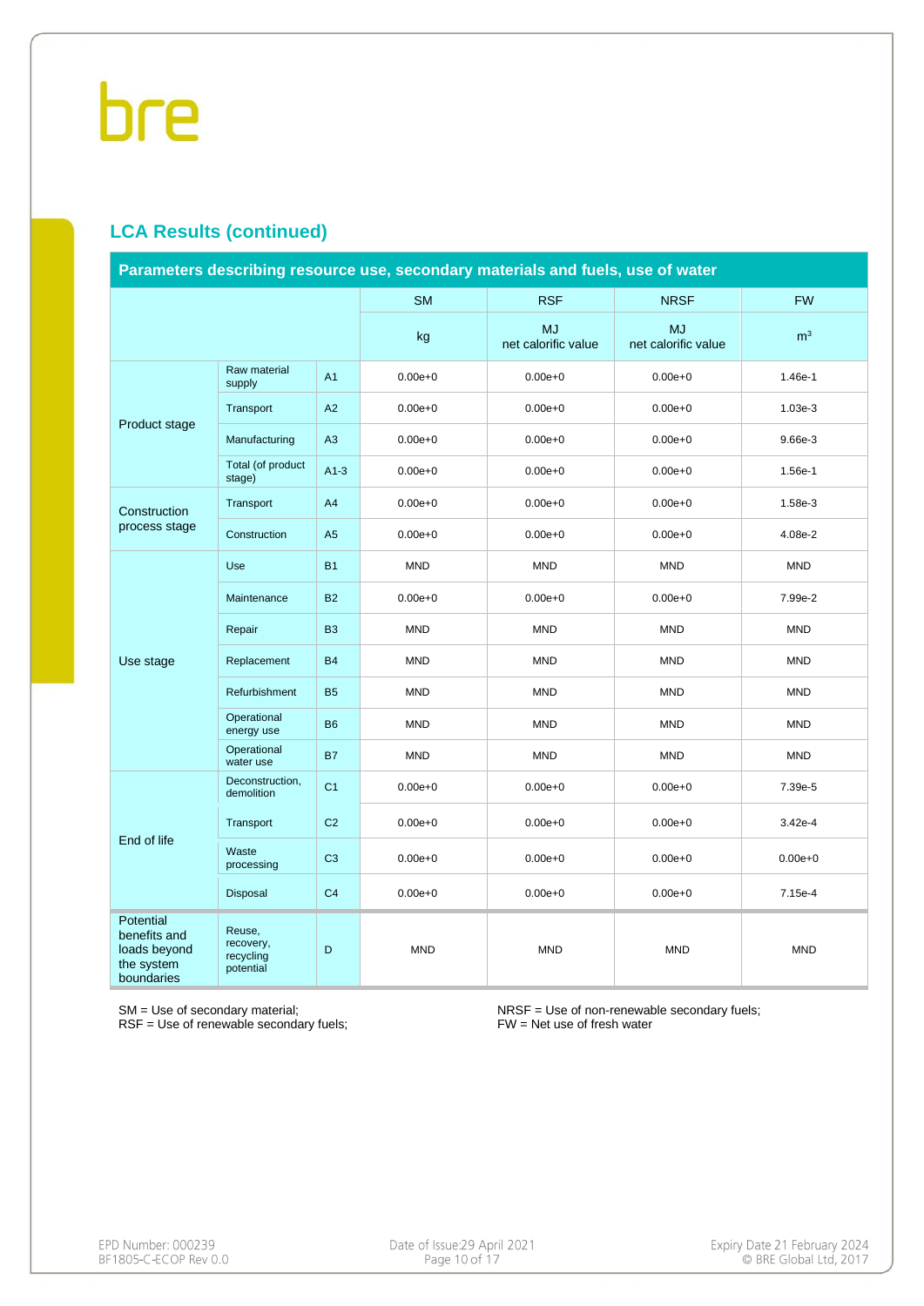## LCA Results (continued)

| Parameters describing resource use, secondary materials and fuels, use of water | | | | | | |
|---|---|---|---|---|---|---|
| | | | SM | RSF | NRSF | FW |
| | | | kg | MJ net calorific value | MJ net calorific value | $m^3$ |
| Product stage | Raw material supply | A1 | 0.00e+0 | 0.00e+0 | 0.00e+0 | 1.46e-1 |
| | Transport | A2 | 0.00e+0 | 0.00e+0 | 0.00e+0 | 1.03e-3 |
| | Manufacturing | A3 | 0.00e+0 | 0.00e+0 | 0.00e+0 | 9.66e-3 |
| | Total (of product stage) | A1-3 | 0.00e+0 | 0.00e+0 | 0.00e+0 | 1.56e-1 |
| Construction process stage | Transport | A4 | 0.00e+0 | 0.00e+0 | 0.00e+0 | 1.58e-3 |
| | Construction | A5 | 0.00e+0 | 0.00e+0 | 0.00e+0 | 4.08e-2 |
| Use stage | Use | B1 | MND | MND | MND | MND |
| | Maintenance | B2 | 0.00e+0 | 0.00e+0 | 0.00e+0 | 7.99e-2 |
| | Repair | B3 | MND | MND | MND | MND |
| | Replacement | B4 | MND | MND | MND | MND |
| | Refurbishment | B5 | MND | MND | MND | MND |
| | Operational energy use | B6 | MND | MND | MND | MND |
| | Operational water use | B7 | MND | MND | MND | MND |
| End of life | Deconstruction, demolition | C1 | 0.00e+0 | 0.00e+0 | 0.00e+0 | 7.39e-5 |
| | Transport | C2 | 0.00e+0 | 0.00e+0 | 0.00e+0 | 3.42e-4 |
| | Waste processing | C3 | 0.00e+0 | 0.00e+0 | 0.00e+0 | 0.00e+0 |
| | Disposal | C4 | 0.00e+0 | 0.00e+0 | 0.00e+0 | 7.15e-4 |
| Potential benefits and loads beyond the system boundaries | Reuse, recovery, recycling potential | D | MND | MND | MND | MND |

SM = Use of secondary material;
RSF = Use of renewable secondary fuels;
NRSF = Use of non-renewable secondary fuels;
FW = Net use of fresh water

EPD Number: 000239
BF1805-C-ECOP Rev 0.0

Date of Issue:29 April 2021

Expiry Date 21 February 2024
© BRE Global Ltd, 2017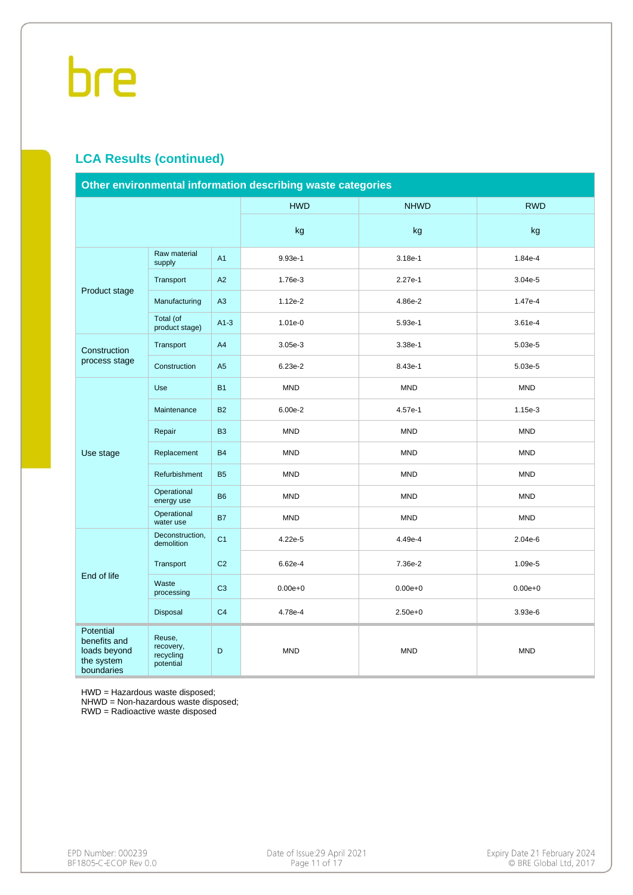## LCA Results (continued)

| Other environmental information describing waste categories | | | | | |
|---|---|---|---|---|---|
| | | | HWD | NHWD | RWD |
| | | | kg | kg | kg |
| Product stage | Raw material supply | A1 | 9.93e-1 | 3.18e-1 | 1.84e-4 |
| | Transport | A2 | 1.76e-3 | 2.27e-1 | 3.04e-5 |
| | Manufacturing | A3 | 1.12e-2 | 4.86e-2 | 1.47e-4 |
| | Total (of product stage) | A1-3 | 1.01e-0 | 5.93e-1 | 3.61e-4 |
| Construction process stage | Transport | A4 | 3.05e-3 | 3.38e-1 | 5.03e-5 |
| | Construction | A5 | 6.23e-2 | 8.43e-1 | 5.03e-5 |
| Use stage | Use | B1 | MND | MND | MND |
| | Maintenance | B2 | 6.00e-2 | 4.57e-1 | 1.15e-3 |
| | Repair | B3 | MND | MND | MND |
| | Replacement | B4 | MND | MND | MND |
| | Refurbishment | B5 | MND | MND | MND |
| | Operational energy use | B6 | MND | MND | MND |
| | Operational water use | B7 | MND | MND | MND |
| End of life | Deconstruction, demolition | C1 | 4.22e-5 | 4.49e-4 | 2.04e-6 |
| | Transport | C2 | 6.62e-4 | 7.36e-2 | 1.09e-5 |
| | Waste processing | C3 | 0.00e+0 | 0.00e+0 | 0.00e+0 |
| | Disposal | C4 | 4.78e-4 | 2.50e+0 | 3.93e-6 |
| Potential benefits and loads beyond the system boundaries | Reuse, recovery, recycling potential | D | MND | MND | MND |

HWD = Hazardous waste disposed;
NHWD = Non-hazardous waste disposed;
RWD = Radioactive waste disposed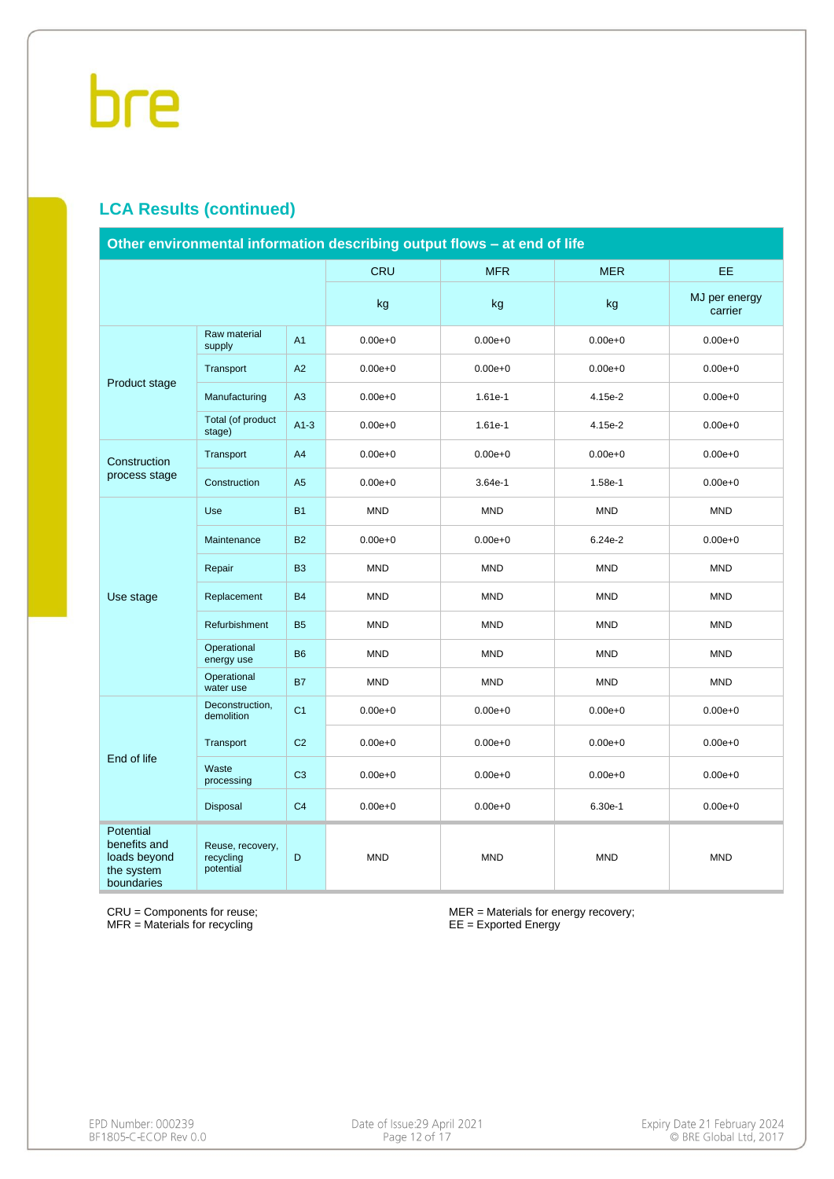## LCA Results (continued)

| Other environmental information describing output flows – at end of life | | | CRU | MFR | MER | EE |
|---|---|---|---|---|---|---|
| | | | kg | kg | kg | MJ per energy carrier |
| Product stage | Raw material supply | A1 | 0.00e+0 | 0.00e+0 | 0.00e+0 | 0.00e+0 |
| | Transport | A2 | 0.00e+0 | 0.00e+0 | 0.00e+0 | 0.00e+0 |
| | Manufacturing | A3 | 0.00e+0 | 1.61e-1 | 4.15e-2 | 0.00e+0 |
| | Total (of product stage) | A1-3 | 0.00e+0 | 1.61e-1 | 4.15e-2 | 0.00e+0 |
| Construction process stage | Transport | A4 | 0.00e+0 | 0.00e+0 | 0.00e+0 | 0.00e+0 |
| | Construction | A5 | 0.00e+0 | 3.64e-1 | 1.58e-1 | 0.00e+0 |
| Use stage | Use | B1 | MND | MND | MND | MND |
| | Maintenance | B2 | 0.00e+0 | 0.00e+0 | 6.24e-2 | 0.00e+0 |
| | Repair | B3 | MND | MND | MND | MND |
| | Replacement | B4 | MND | MND | MND | MND |
| | Refurbishment | B5 | MND | MND | MND | MND |
| | Operational energy use | B6 | MND | MND | MND | MND |
| | Operational water use | B7 | MND | MND | MND | MND |
| End of life | Deconstruction, demolition | C1 | 0.00e+0 | 0.00e+0 | 0.00e+0 | 0.00e+0 |
| | Transport | C2 | 0.00e+0 | 0.00e+0 | 0.00e+0 | 0.00e+0 |
| | Waste processing | C3 | 0.00e+0 | 0.00e+0 | 0.00e+0 | 0.00e+0 |
| | Disposal | C4 | 0.00e+0 | 0.00e+0 | 6.30e-1 | 0.00e+0 |
| Potential benefits and loads beyond the system boundaries | Reuse, recovery, recycling potential | D | MND | MND | MND | MND |

CRU = Components for reuse;
MFR = Materials for recycling

MER = Materials for energy recovery;
EE = Exported Energy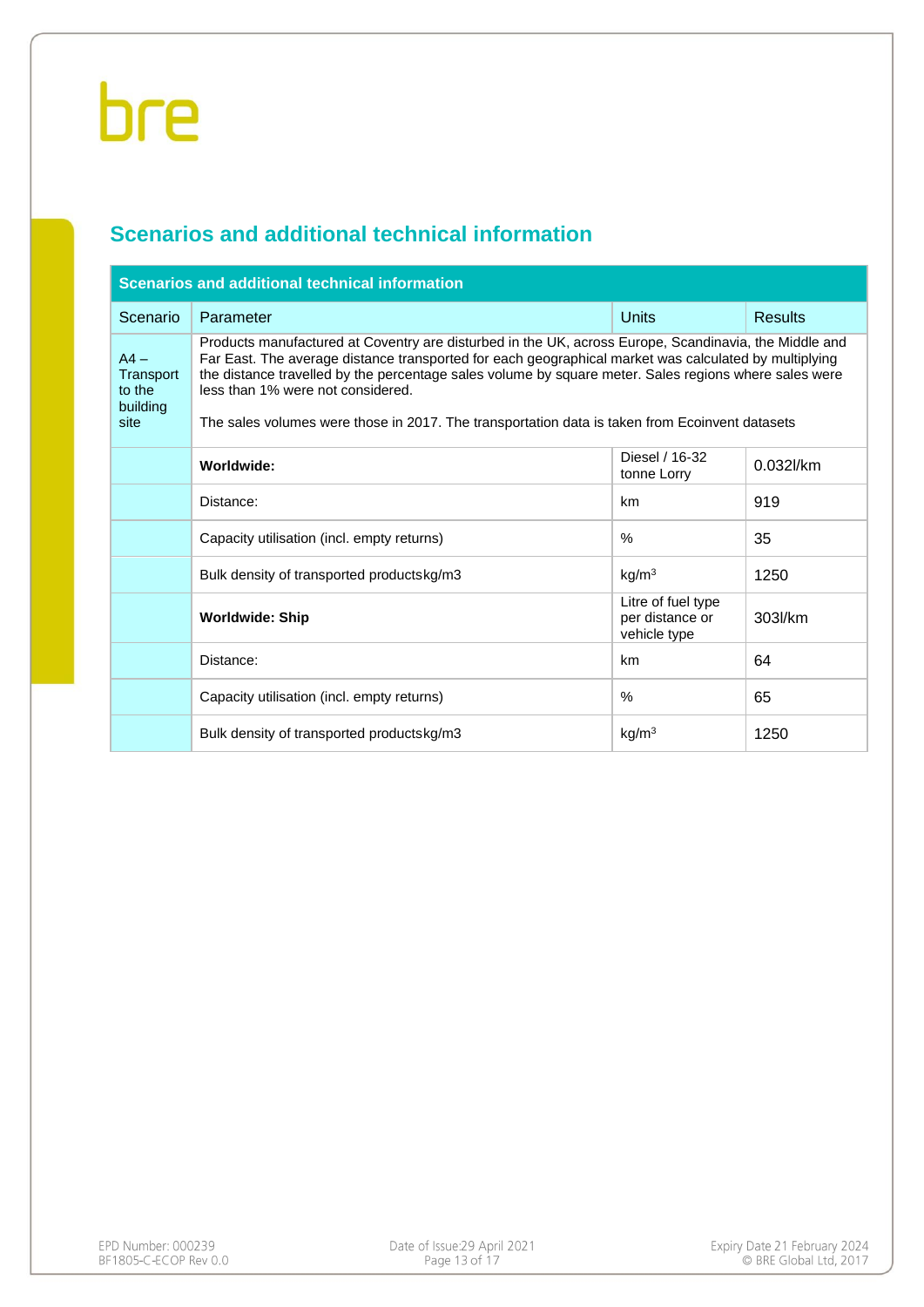## Scenarios and additional technical information

| Scenarios and additional technical information | | | |
|---|---|---|---|
| Scenario | Parameter | Units | Results |
| A4 – Transport to the building site | Products manufactured at Coventry are disturbed in the UK, across Europe, Scandinavia, the Middle and Far East. The average distance transported for each geographical market was calculated by multiplying the distance travelled by the percentage sales volume by square meter. Sales regions where sales were less than 1% were not considered.<br><br>The sales volumes were those in 2017. The transportation data is taken from Ecoinvent datasets | | |
| | **Worldwide:** | Diesel / 16-32 tonne Lorry | 0.032l/km |
| | Distance: | km | 919 |
| | Capacity utilisation (incl. empty returns) | % | 35 |
| | Bulk density of transported productskg/m3 | kg/m$^3$ | 1250 |
| | **Worldwide: Ship** | Litre of fuel type per distance or vehicle type | 303l/km |
| | Distance: | km | 64 |
| | Capacity utilisation (incl. empty returns) | % | 65 |
| | Bulk density of transported productskg/m3 | kg/m$^3$ | 1250 |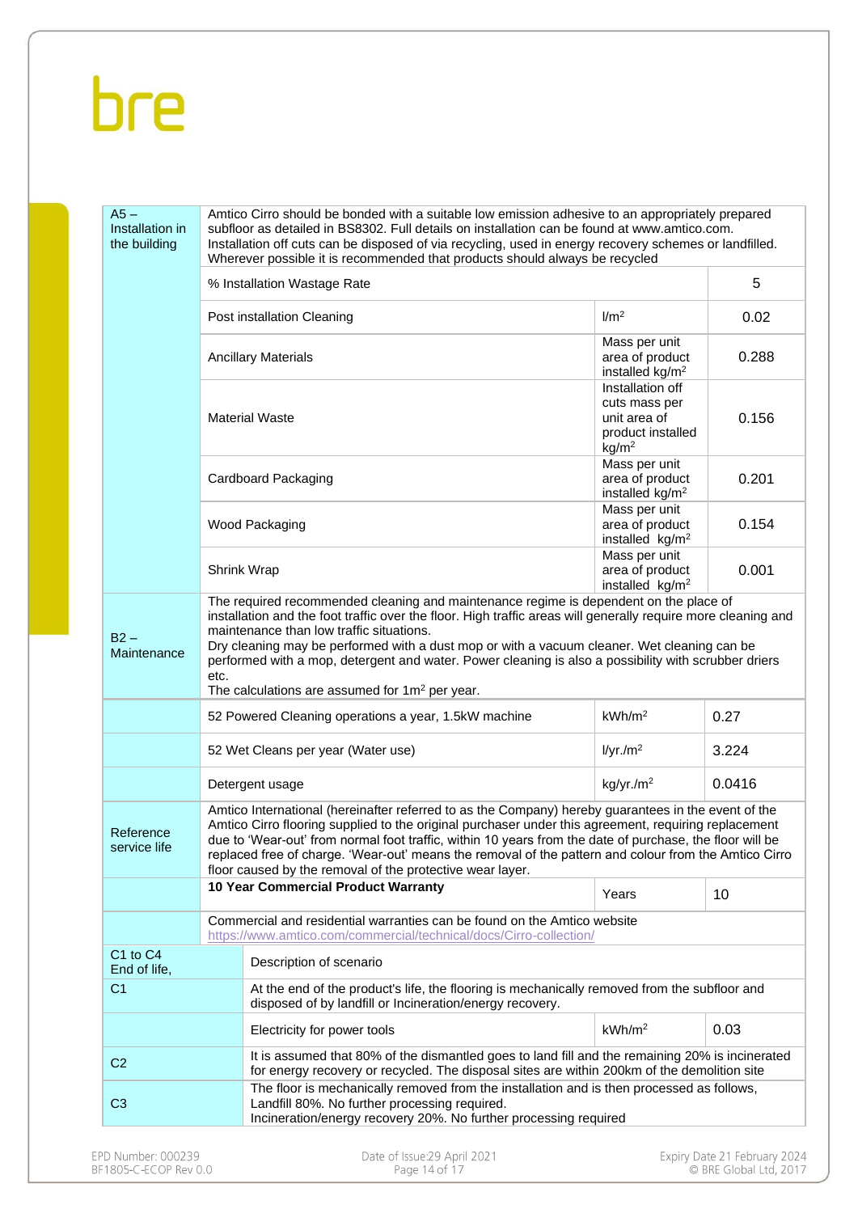| | | | |
|---|---|---|---|
| A5 – Installation in the building | Amtico Cirro should be bonded with a suitable low emission adhesive to an appropriately prepared subfloor as detailed in BS8302. Full details on installation can be found at www.amtico.com. Installation off cuts can be disposed of via recycling, used in energy recovery schemes or landfilled. Wherever possible it is recommended that products should always be recycled | | |
| | % Installation Wastage Rate | | 5 |
| | Post installation Cleaning | l/m$^2$ | 0.02 |
| | Ancillary Materials | Mass per unit area of product installed kg/m$^2$ | 0.288 |
| | Material Waste | Installation off cuts mass per unit area of product installed kg/m$^2$ | 0.156 |
| | Cardboard Packaging | Mass per unit area of product installed kg/m$^2$ | 0.201 |
| | Wood Packaging | Mass per unit area of product installed kg/m$^2$ | 0.154 |
| | Shrink Wrap | Mass per unit area of product installed kg/m$^2$ | 0.001 |
| B2 – Maintenance | The required recommended cleaning and maintenance regime is dependent on the place of installation and the foot traffic over the floor. High traffic areas will generally require more cleaning and maintenance than low traffic situations. Dry cleaning may be performed with a dust mop or with a vacuum cleaner. Wet cleaning can be performed with a mop, detergent and water. Power cleaning is also a possibility with scrubber driers etc. The calculations are assumed for 1m$^2$ per year. | | |
| | 52 Powered Cleaning operations a year, 1.5kW machine | kWh/m$^2$ | 0.27 |
| | 52 Wet Cleans per year (Water use) | l/yr./m$^2$ | 3.224 |
| | Detergent usage | kg/yr./m$^2$ | 0.0416 |
| Reference service life | Amtico International (hereinafter referred to as the Company) hereby guarantees in the event of the Amtico Cirro flooring supplied to the original purchaser under this agreement, requiring replacement due to 'Wear-out' from normal foot traffic, within 10 years from the date of purchase, the floor will be replaced free of charge. 'Wear-out' means the removal of the pattern and colour from the Amtico Cirro floor caused by the removal of the protective wear layer. | | |
| | **10 Year Commercial Product Warranty** | Years | 10 |
| | Commercial and residential warranties can be found on the Amtico website https://www.amtico.com/commercial/technical/docs/Cirro-collection/ | | |
| C1 to C4 End of life, | Description of scenario | | |
| C1 | At the end of the product's life, the flooring is mechanically removed from the subfloor and disposed of by landfill or Incineration/energy recovery. | | |
| | Electricity for power tools | kWh/m$^2$ | 0.03 |
| C2 | It is assumed that 80% of the dismantled goes to land fill and the remaining 20% is incinerated for energy recovery or recycled. The disposal sites are within 200km of the demolition site | | |
| C3 | The floor is mechanically removed from the installation and is then processed as follows, Landfill 80%. No further processing required. Incineration/energy recovery 20%. No further processing required | | |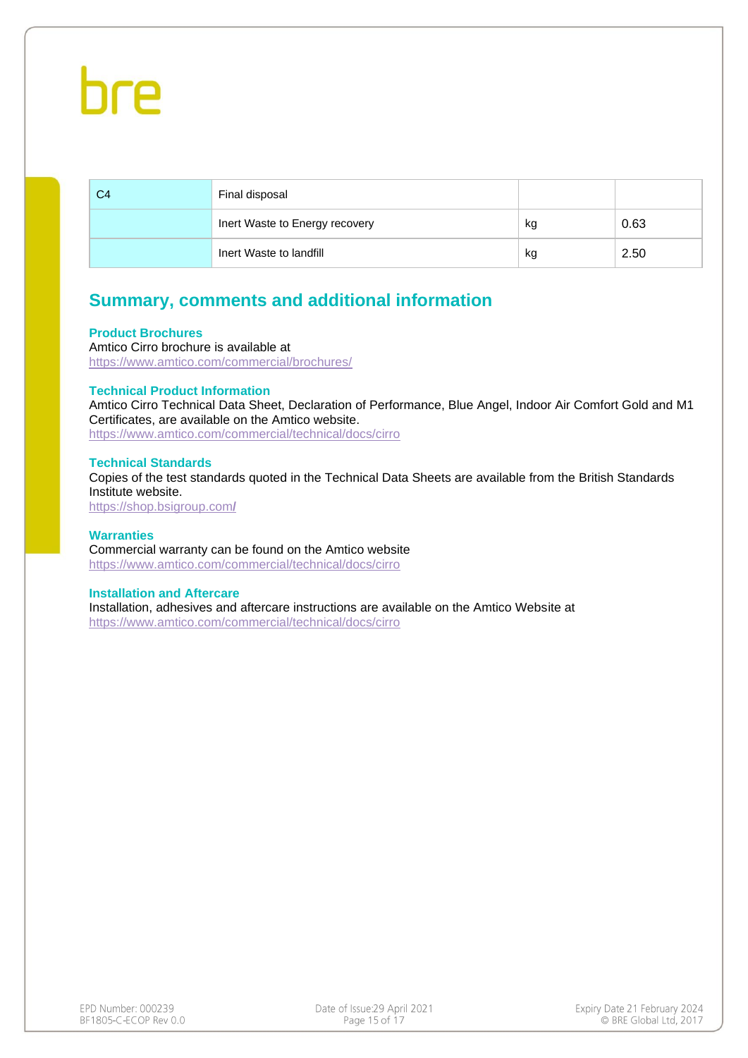| C4 | Final disposal | | |
|---|---|---|---|
| | Inert Waste to Energy recovery | kg | 0.63 |
| | Inert Waste to landfill | kg | 2.50 |

## Summary, comments and additional information

### Product Brochures

Amtico Cirro brochure is available at
https://www.amtico.com/commercial/brochures/

### Technical Product Information

Amtico Cirro Technical Data Sheet, Declaration of Performance, Blue Angel, Indoor Air Comfort Gold and M1 Certificates, are available on the Amtico website.
https://www.amtico.com/commercial/technical/docs/cirro

### Technical Standards

Copies of the test standards quoted in the Technical Data Sheets are available from the British Standards Institute website.
https://shop.bsigroup.com/

### Warranties

Commercial warranty can be found on the Amtico website
https://www.amtico.com/commercial/technical/docs/cirro

### Installation and Aftercare

Installation, adhesives and aftercare instructions are available on the Amtico Website at
https://www.amtico.com/commercial/technical/docs/cirro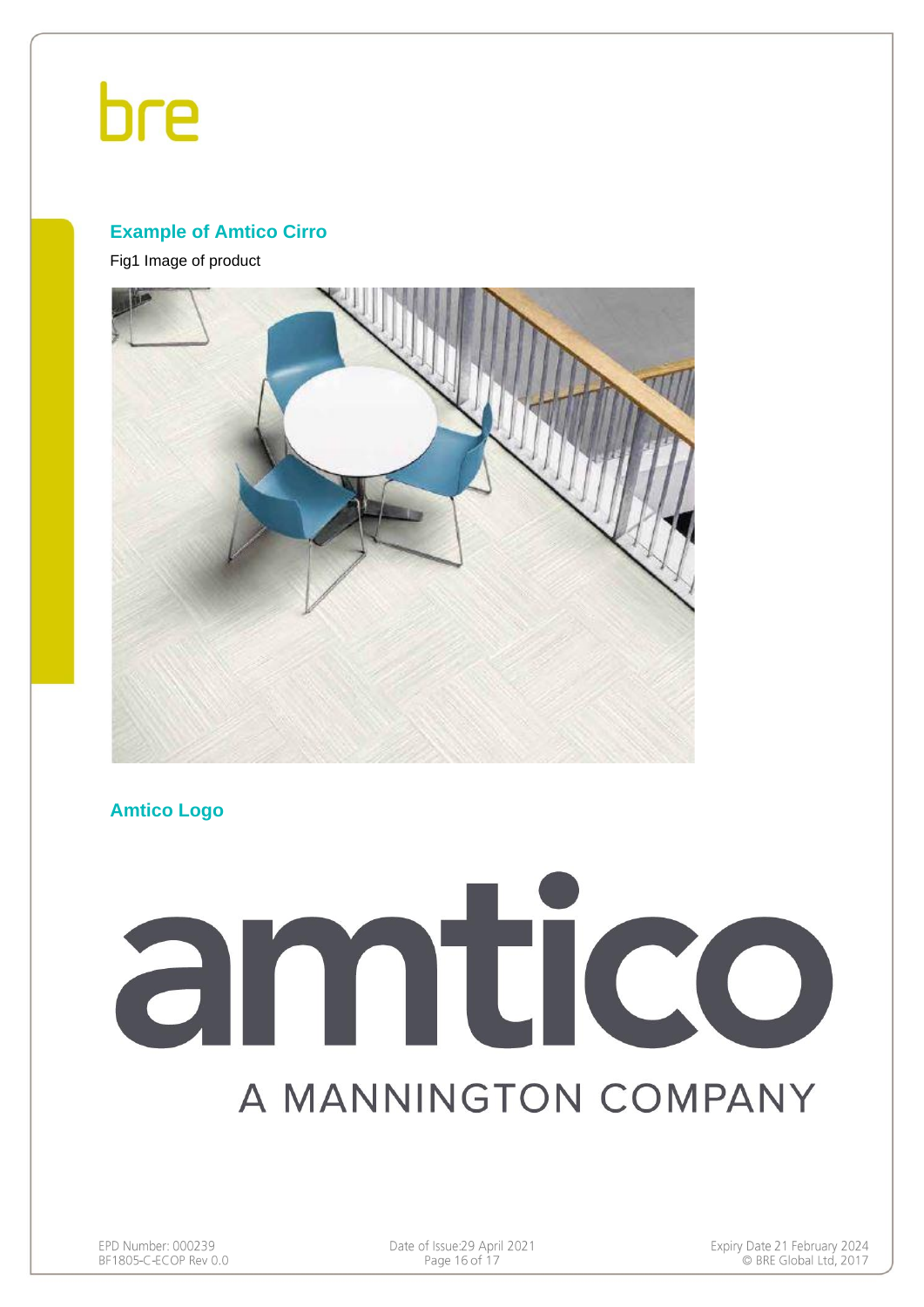## Example of Amtico Cirro

Fig1 Image of product

## Amtico Logo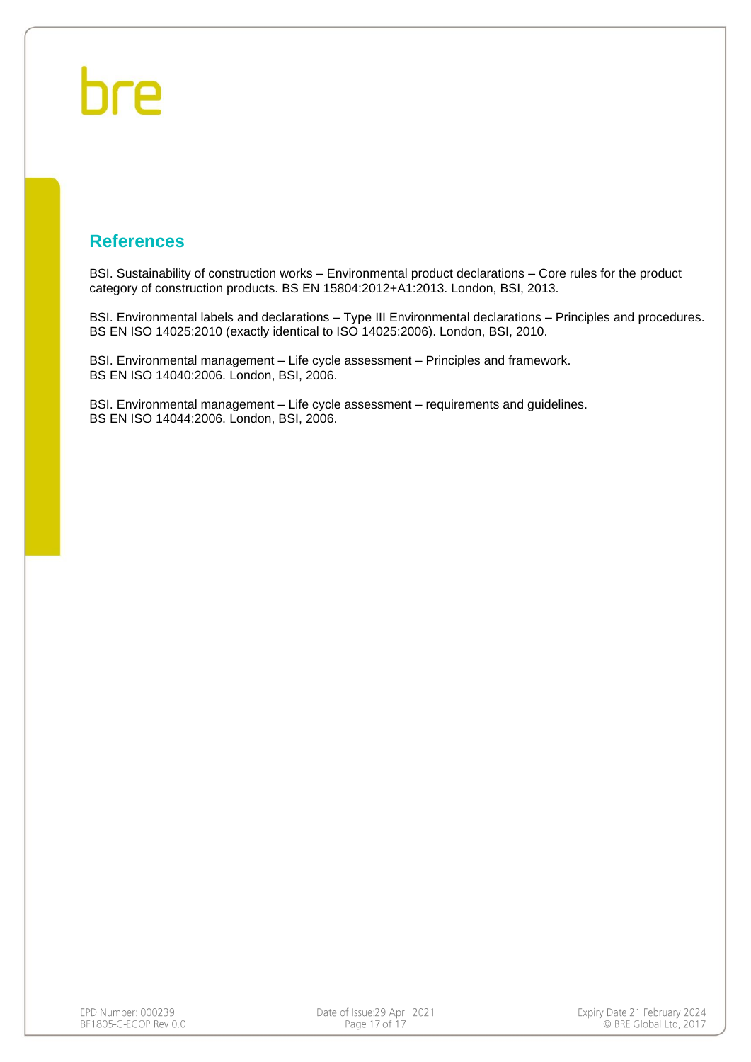## References

BSI. Sustainability of construction works – Environmental product declarations – Core rules for the product category of construction products. BS EN 15804:2012+A1:2013. London, BSI, 2013.

BSI. Environmental labels and declarations – Type III Environmental declarations – Principles and procedures. BS EN ISO 14025:2010 (exactly identical to ISO 14025:2006). London, BSI, 2010.

BSI. Environmental management – Life cycle assessment – Principles and framework. BS EN ISO 14040:2006. London, BSI, 2006.

BSI. Environmental management – Life cycle assessment – requirements and guidelines. BS EN ISO 14044:2006. London, BSI, 2006.